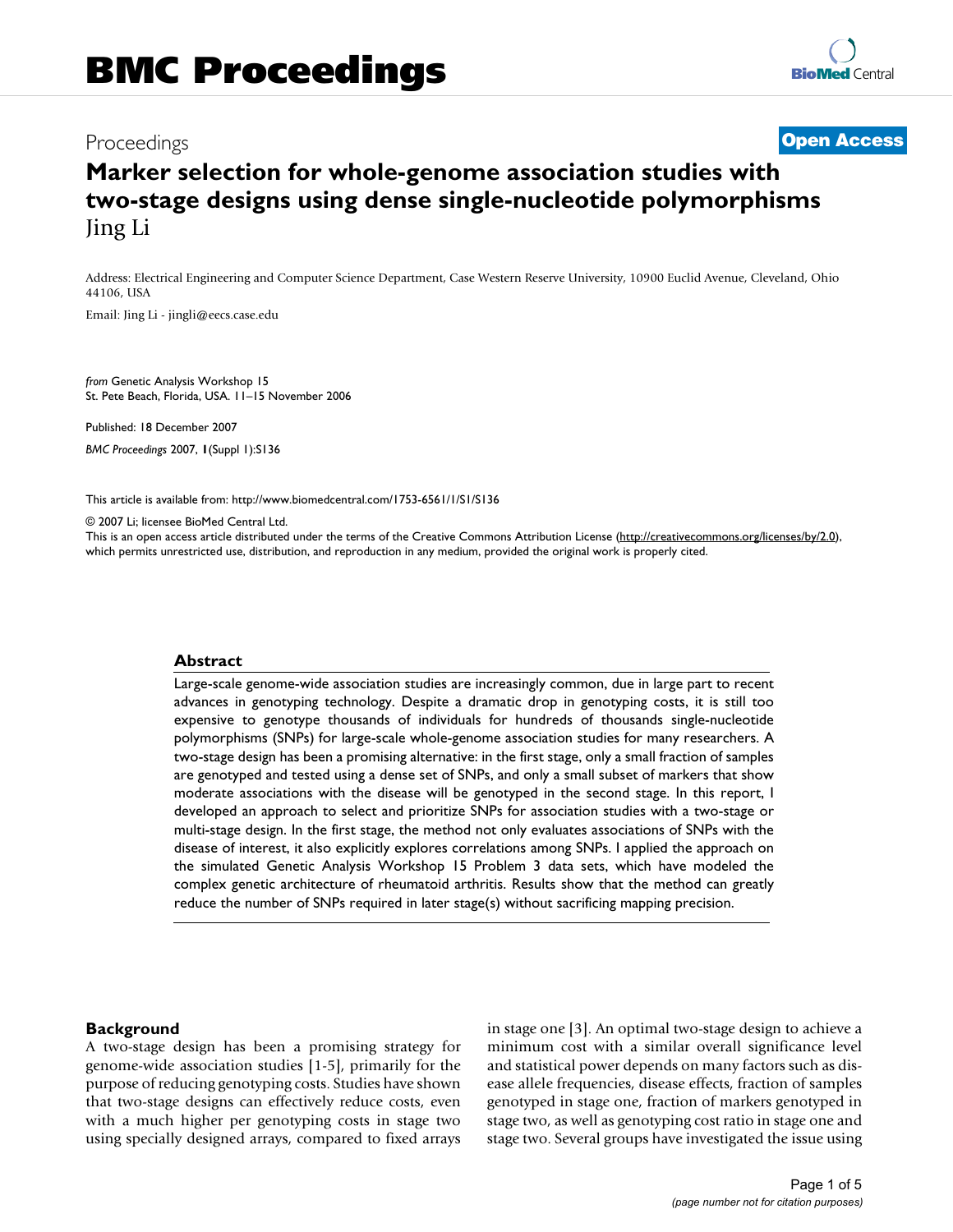# BMC Proceedings

Proceedings

**Open Access**

# Marker selection for whole-genome association studies with two-stage designs using dense single-nucleotide polymorphisms

Jing Li

Address: Electrical Engineering and Computer Science Department, Case Western Reserve University, 10900 Euclid Avenue, Cleveland, Ohio 44106, USA

Email: Jing Li - jingli@eecs.case.edu

*from* Genetic Analysis Workshop 15
St. Pete Beach, Florida, USA. 11–15 November 2006

Published: 18 December 2007

*BMC Proceedings* 2007, **1**(Suppl 1):S136

This article is available from: http://www.biomedcentral.com/1753-6561/1/S1/S136

© 2007 Li; licensee BioMed Central Ltd.
This is an open access article distributed under the terms of the Creative Commons Attribution License (http://creativecommons.org/licenses/by/2.0), which permits unrestricted use, distribution, and reproduction in any medium, provided the original work is properly cited.

## Abstract

Large-scale genome-wide association studies are increasingly common, due in large part to recent advances in genotyping technology. Despite a dramatic drop in genotyping costs, it is still too expensive to genotype thousands of individuals for hundreds of thousands single-nucleotide polymorphisms (SNPs) for large-scale whole-genome association studies for many researchers. A two-stage design has been a promising alternative: in the first stage, only a small fraction of samples are genotyped and tested using a dense set of SNPs, and only a small subset of markers that show moderate associations with the disease will be genotyped in the second stage. In this report, I developed an approach to select and prioritize SNPs for association studies with a two-stage or multi-stage design. In the first stage, the method not only evaluates associations of SNPs with the disease of interest, it also explicitly explores correlations among SNPs. I applied the approach on the simulated Genetic Analysis Workshop 15 Problem 3 data sets, which have modeled the complex genetic architecture of rheumatoid arthritis. Results show that the method can greatly reduce the number of SNPs required in later stage(s) without sacrificing mapping precision.

## Background

A two-stage design has been a promising strategy for genome-wide association studies [1-5], primarily for the purpose of reducing genotyping costs. Studies have shown that two-stage designs can effectively reduce costs, even with a much higher per genotyping costs in stage two using specially designed arrays, compared to fixed arrays in stage one [3]. An optimal two-stage design to achieve a minimum cost with a similar overall significance level and statistical power depends on many factors such as disease allele frequencies, disease effects, fraction of samples genotyped in stage one, fraction of markers genotyped in stage two, as well as genotyping cost ratio in stage one and stage two. Several groups have investigated the issue using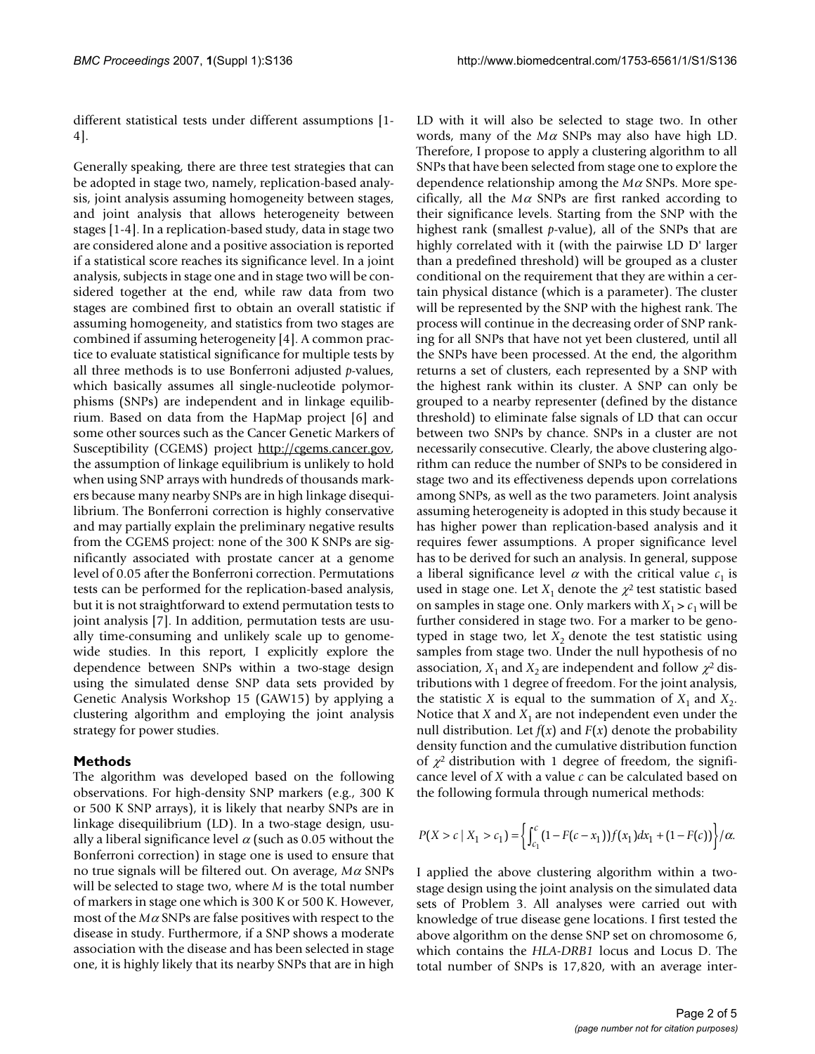different statistical tests under different assumptions [1-4].

Generally speaking, there are three test strategies that can be adopted in stage two, namely, replication-based analysis, joint analysis assuming homogeneity between stages, and joint analysis that allows heterogeneity between stages [1-4]. In a replication-based study, data in stage two are considered alone and a positive association is reported if a statistical score reaches its significance level. In a joint analysis, subjects in stage one and in stage two will be considered together at the end, while raw data from two stages are combined first to obtain an overall statistic if assuming homogeneity, and statistics from two stages are combined if assuming heterogeneity [4]. A common practice to evaluate statistical significance for multiple tests by all three methods is to use Bonferroni adjusted *p*-values, which basically assumes all single-nucleotide polymorphisms (SNPs) are independent and in linkage equilibrium. Based on data from the HapMap project [6] and some other sources such as the Cancer Genetic Markers of Susceptibility (CGEMS) project http://cgems.cancer.gov, the assumption of linkage equilibrium is unlikely to hold when using SNP arrays with hundreds of thousands markers because many nearby SNPs are in high linkage disequilibrium. The Bonferroni correction is highly conservative and may partially explain the preliminary negative results from the CGEMS project: none of the 300 K SNPs are significantly associated with prostate cancer at a genome level of 0.05 after the Bonferroni correction. Permutations tests can be performed for the replication-based analysis, but it is not straightforward to extend permutation tests to joint analysis [7]. In addition, permutation tests are usually time-consuming and unlikely scale up to genome-wide studies. In this report, I explicitly explore the dependence between SNPs within a two-stage design using the simulated dense SNP data sets provided by Genetic Analysis Workshop 15 (GAW15) by applying a clustering algorithm and employing the joint analysis strategy for power studies.

## Methods

The algorithm was developed based on the following observations. For high-density SNP markers (e.g., 300 K or 500 K SNP arrays), it is likely that nearby SNPs are in linkage disequilibrium (LD). In a two-stage design, usually a liberal significance level $\alpha$ (such as 0.05 without the Bonferroni correction) in stage one is used to ensure that no true signals will be filtered out. On average, $M\alpha$ SNPs will be selected to stage two, where $M$ is the total number of markers in stage one which is 300 K or 500 K. However, most of the $M\alpha$ SNPs are false positives with respect to the disease in study. Furthermore, if a SNP shows a moderate association with the disease and has been selected in stage one, it is highly likely that its nearby SNPs that are in high LD with it will also be selected to stage two. In other words, many of the $M\alpha$ SNPs may also have high LD. Therefore, I propose to apply a clustering algorithm to all SNPs that have been selected from stage one to explore the dependence relationship among the $M\alpha$ SNPs. More specifically, all the $M\alpha$ SNPs are first ranked according to their significance levels. Starting from the SNP with the highest rank (smallest *p*-value), all of the SNPs that are highly correlated with it (with the pairwise LD D' larger than a predefined threshold) will be grouped as a cluster conditional on the requirement that they are within a certain physical distance (which is a parameter). The cluster will be represented by the SNP with the highest rank. The process will continue in the decreasing order of SNP ranking for all SNPs that have not yet been clustered, until all the SNPs have been processed. At the end, the algorithm returns a set of clusters, each represented by a SNP with the highest rank within its cluster. A SNP can only be grouped to a nearby representer (defined by the distance threshold) to eliminate false signals of LD that can occur between two SNPs by chance. SNPs in a cluster are not necessarily consecutive. Clearly, the above clustering algorithm can reduce the number of SNPs to be considered in stage two and its effectiveness depends upon correlations among SNPs, as well as the two parameters. Joint analysis assuming heterogeneity is adopted in this study because it has higher power than replication-based analysis and it requires fewer assumptions. A proper significance level has to be derived for such an analysis. In general, suppose a liberal significance level $\alpha$ with the critical value $c_1$ is used in stage one. Let $X_1$ denote the $\chi^2$ test statistic based on samples in stage one. Only markers with $X_1 > c_1$ will be further considered in stage two. For a marker to be genotyped in stage two, let $X_2$ denote the test statistic using samples from stage two. Under the null hypothesis of no association, $X_1$ and $X_2$ are independent and follow $\chi^2$ distributions with 1 degree of freedom. For the joint analysis, the statistic $X$ is equal to the summation of $X_1$ and $X_2$. Notice that $X$ and $X_1$ are not independent even under the null distribution. Let $f(x)$ and $F(x)$ denote the probability density function and the cumulative distribution function of $\chi^2$ distribution with 1 degree of freedom, the significance level of $X$ with a value $c$ can be calculated based on the following formula through numerical methods:

$$P(X > c \mid X_1 > c_1) = \left\{ \int_{c_1}^{c} (1 - F(c - x_1)) f(x_1) dx_1 + (1 - F(c)) \right\} / \alpha.$$

I applied the above clustering algorithm within a two-stage design using the joint analysis on the simulated data sets of Problem 3. All analyses were carried out with knowledge of true disease gene locations. I first tested the above algorithm on the dense SNP set on chromosome 6, which contains the *HLA-DRB1* locus and Locus D. The total number of SNPs is 17,820, with an average inter-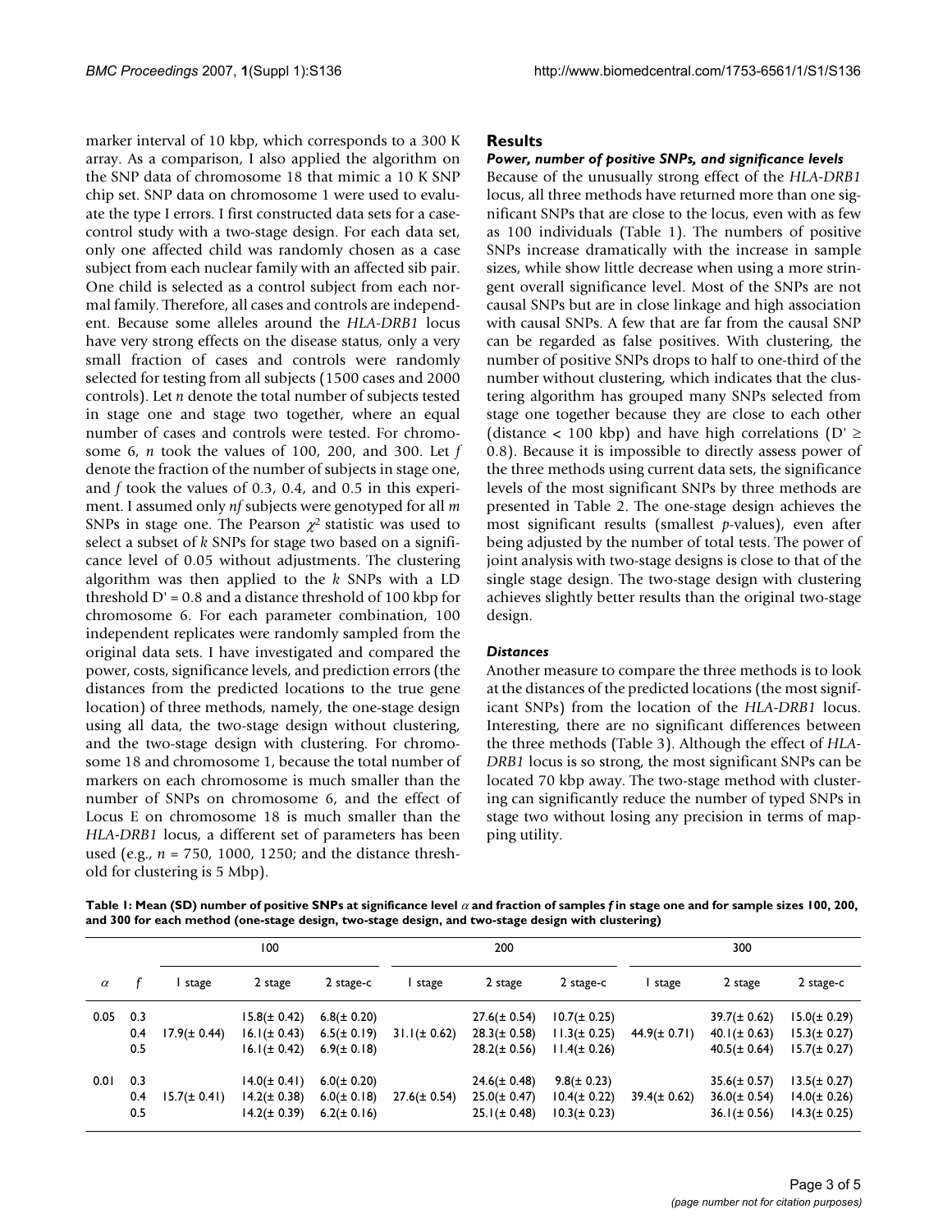marker interval of 10 kbp, which corresponds to a 300 K array. As a comparison, I also applied the algorithm on the SNP data of chromosome 18 that mimic a 10 K SNP chip set. SNP data on chromosome 1 were used to evaluate the type I errors. I first constructed data sets for a case-control study with a two-stage design. For each data set, only one affected child was randomly chosen as a case subject from each nuclear family with an affected sib pair. One child is selected as a control subject from each normal family. Therefore, all cases and controls are independent. Because some alleles around the *HLA-DRB1* locus have very strong effects on the disease status, only a very small fraction of cases and controls were randomly selected for testing from all subjects (1500 cases and 2000 controls). Let $n$ denote the total number of subjects tested in stage one and stage two together, where an equal number of cases and controls were tested. For chromosome 6, $n$ took the values of 100, 200, and 300. Let $f$ denote the fraction of the number of subjects in stage one, and $f$ took the values of 0.3, 0.4, and 0.5 in this experiment. I assumed only $nf$ subjects were genotyped for all $m$ SNPs in stage one. The Pearson $\chi^2$ statistic was used to select a subset of $k$ SNPs for stage two based on a significance level of 0.05 without adjustments. The clustering algorithm was then applied to the $k$ SNPs with a LD threshold D' = 0.8 and a distance threshold of 100 kbp for chromosome 6. For each parameter combination, 100 independent replicates were randomly sampled from the original data sets. I have investigated and compared the power, costs, significance levels, and prediction errors (the distances from the predicted locations to the true gene location) of three methods, namely, the one-stage design using all data, the two-stage design without clustering, and the two-stage design with clustering. For chromosome 18 and chromosome 1, because the total number of markers on each chromosome is much smaller than the number of SNPs on chromosome 6, and the effect of Locus E on chromosome 18 is much smaller than the *HLA-DRB1* locus, a different set of parameters has been used (e.g., $n$ = 750, 1000, 1250; and the distance threshold for clustering is 5 Mbp).

## Results

### *Power, number of positive SNPs, and significance levels*

Because of the unusually strong effect of the *HLA-DRB1* locus, all three methods have returned more than one significant SNPs that are close to the locus, even with as few as 100 individuals (Table 1). The numbers of positive SNPs increase dramatically with the increase in sample sizes, while show little decrease when using a more stringent overall significance level. Most of the SNPs are not causal SNPs but are in close linkage and high association with causal SNPs. A few that are far from the causal SNP can be regarded as false positives. With clustering, the number of positive SNPs drops to half to one-third of the number without clustering, which indicates that the clustering algorithm has grouped many SNPs selected from stage one together because they are close to each other (distance < 100 kbp) and have high correlations (D' ≥ 0.8). Because it is impossible to directly assess power of the three methods using current data sets, the significance levels of the most significant SNPs by three methods are presented in Table 2. The one-stage design achieves the most significant results (smallest $p$-values), even after being adjusted by the number of total tests. The power of joint analysis with two-stage designs is close to that of the single stage design. The two-stage design with clustering achieves slightly better results than the original two-stage design.

### *Distances*

Another measure to compare the three methods is to look at the distances of the predicted locations (the most significant SNPs) from the location of the *HLA-DRB1* locus. Interesting, there are no significant differences between the three methods (Table 3). Although the effect of *HLA-DRB1* locus is so strong, the most significant SNPs can be located 70 kbp away. The two-stage method with clustering can significantly reduce the number of typed SNPs in stage two without losing any precision in terms of mapping utility.

**Table 1: Mean (SD) number of positive SNPs at significance level $\alpha$ and fraction of samples $f$ in stage one and for sample sizes 100, 200, and 300 for each method (one-stage design, two-stage design, and two-stage design with clustering)**

| | | 100 | | | 200 | | | 300 | | |
|---|---|---|---|---|---|---|---|---|---|---|
| $\alpha$ | $f$ | 1 stage | 2 stage | 2 stage-c | 1 stage | 2 stage | 2 stage-c | 1 stage | 2 stage | 2 stage-c |
| 0.05 | 0.3 | | 15.8(± 0.42) | 6.8(± 0.20) | | 27.6(± 0.54) | 10.7(± 0.25) | | 39.7(± 0.62) | 15.0(± 0.29) |
| | 0.4 | 17.9(± 0.44) | 16.1(± 0.43) | 6.5(± 0.19) | 31.1(± 0.62) | 28.3(± 0.58) | 11.3(± 0.25) | 44.9(± 0.71) | 40.1(± 0.63) | 15.3(± 0.27) |
| | 0.5 | | 16.1(± 0.42) | 6.9(± 0.18) | | 28.2(± 0.56) | 11.4(± 0.26) | | 40.5(± 0.64) | 15.7(± 0.27) |
| 0.01 | 0.3 | | 14.0(± 0.41) | 6.0(± 0.20) | | 24.6(± 0.48) | 9.8(± 0.23) | | 35.6(± 0.57) | 13.5(± 0.27) |
| | 0.4 | 15.7(± 0.41) | 14.2(± 0.38) | 6.0(± 0.18) | 27.6(± 0.54) | 25.0(± 0.47) | 10.4(± 0.22) | 39.4(± 0.62) | 36.0(± 0.54) | 14.0(± 0.26) |
| | 0.5 | | 14.2(± 0.39) | 6.2(± 0.16) | | 25.1(± 0.48) | 10.3(± 0.23) | | 36.1(± 0.56) | 14.3(± 0.25) |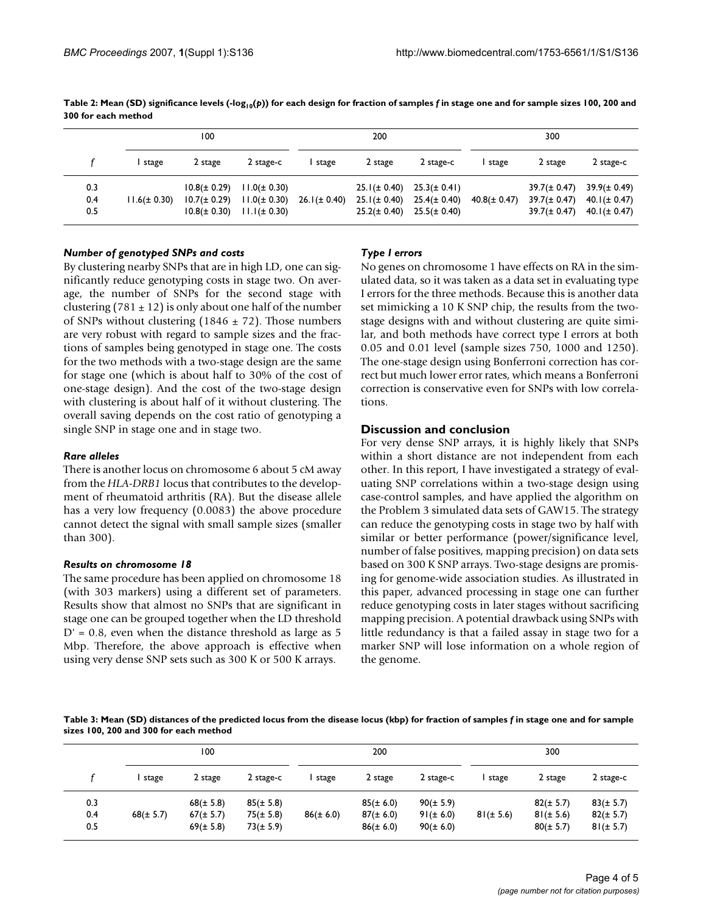**Table 2: Mean (SD) significance levels ($-\log_{10}(p)$) for each design for fraction of samples *f* in stage one and for sample sizes 100, 200 and 300 for each method**

| | 100 | | | 200 | | | 300 | | |
|---|---|---|---|---|---|---|---|---|---|
| *f* | 1 stage | 2 stage | 2 stage-c | 1 stage | 2 stage | 2 stage-c | 1 stage | 2 stage | 2 stage-c |
| 0.3 | | 10.8(± 0.29) | 11.0(± 0.30) | | 25.1(± 0.40) | 25.3(± 0.41) | | 39.7(± 0.47) | 39.9(± 0.49) |
| 0.4 | 11.6(± 0.30) | 10.7(± 0.29) | 11.0(± 0.30) | 26.1(± 0.40) | 25.1(± 0.40) | 25.4(± 0.40) | 40.8(± 0.47) | 39.7(± 0.47) | 40.1(± 0.47) |
| 0.5 | | 10.8(± 0.30) | 11.1(± 0.30) | | 25.2(± 0.40) | 25.5(± 0.40) | | 39.7(± 0.47) | 40.1(± 0.47) |

### *Number of genotyped SNPs and costs*

By clustering nearby SNPs that are in high LD, one can significantly reduce genotyping costs in stage two. On average, the number of SNPs for the second stage with clustering (781 ± 12) is only about one half of the number of SNPs without clustering (1846 ± 72). Those numbers are very robust with regard to sample sizes and the fractions of samples being genotyped in stage one. The costs for the two methods with a two-stage design are the same for stage one (which is about half to 30% of the cost of one-stage design). And the cost of the two-stage design with clustering is about half of it without clustering. The overall saving depends on the cost ratio of genotyping a single SNP in stage one and in stage two.

### *Rare alleles*

There is another locus on chromosome 6 about 5 cM away from the *HLA-DRB1* locus that contributes to the development of rheumatoid arthritis (RA). But the disease allele has a very low frequency (0.0083) the above procedure cannot detect the signal with small sample sizes (smaller than 300).

### *Results on chromosome 18*

The same procedure has been applied on chromosome 18 (with 303 markers) using a different set of parameters. Results show that almost no SNPs that are significant in stage one can be grouped together when the LD threshold D' = 0.8, even when the distance threshold as large as 5 Mbp. Therefore, the above approach is effective when using very dense SNP sets such as 300 K or 500 K arrays.

### *Type I errors*

No genes on chromosome 1 have effects on RA in the simulated data, so it was taken as a data set in evaluating type I errors for the three methods. Because this is another data set mimicking a 10 K SNP chip, the results from the two-stage designs with and without clustering are quite similar, and both methods have correct type I errors at both 0.05 and 0.01 level (sample sizes 750, 1000 and 1250). The one-stage design using Bonferroni correction has correct but much lower error rates, which means a Bonferroni correction is conservative even for SNPs with low correlations.

## Discussion and conclusion

For very dense SNP arrays, it is highly likely that SNPs within a short distance are not independent from each other. In this report, I have investigated a strategy of evaluating SNP correlations within a two-stage design using case-control samples, and have applied the algorithm on the Problem 3 simulated data sets of GAW15. The strategy can reduce the genotyping costs in stage two by half with similar or better performance (power/significance level, number of false positives, mapping precision) on data sets based on 300 K SNP arrays. Two-stage designs are promising for genome-wide association studies. As illustrated in this paper, advanced processing in stage one can further reduce genotyping costs in later stages without sacrificing mapping precision. A potential drawback using SNPs with little redundancy is that a failed assay in stage two for a marker SNP will lose information on a whole region of the genome.

**Table 3: Mean (SD) distances of the predicted locus from the disease locus (kbp) for fraction of samples *f* in stage one and for sample sizes 100, 200 and 300 for each method**

| | 100 | | | 200 | | | 300 | | |
|---|---|---|---|---|---|---|---|---|---|
| *f* | 1 stage | 2 stage | 2 stage-c | 1 stage | 2 stage | 2 stage-c | 1 stage | 2 stage | 2 stage-c |
| 0.3 | | 68(± 5.8) | 85(± 5.8) | | 85(± 6.0) | 90(± 5.9) | | 82(± 5.7) | 83(± 5.7) |
| 0.4 | 68(± 5.7) | 67(± 5.7) | 75(± 5.8) | 86(± 6.0) | 87(± 6.0) | 91(± 6.0) | 81(± 5.6) | 81(± 5.6) | 82(± 5.7) |
| 0.5 | | 69(± 5.8) | 73(± 5.9) | | 86(± 6.0) | 90(± 6.0) | | 80(± 5.7) | 81(± 5.7) |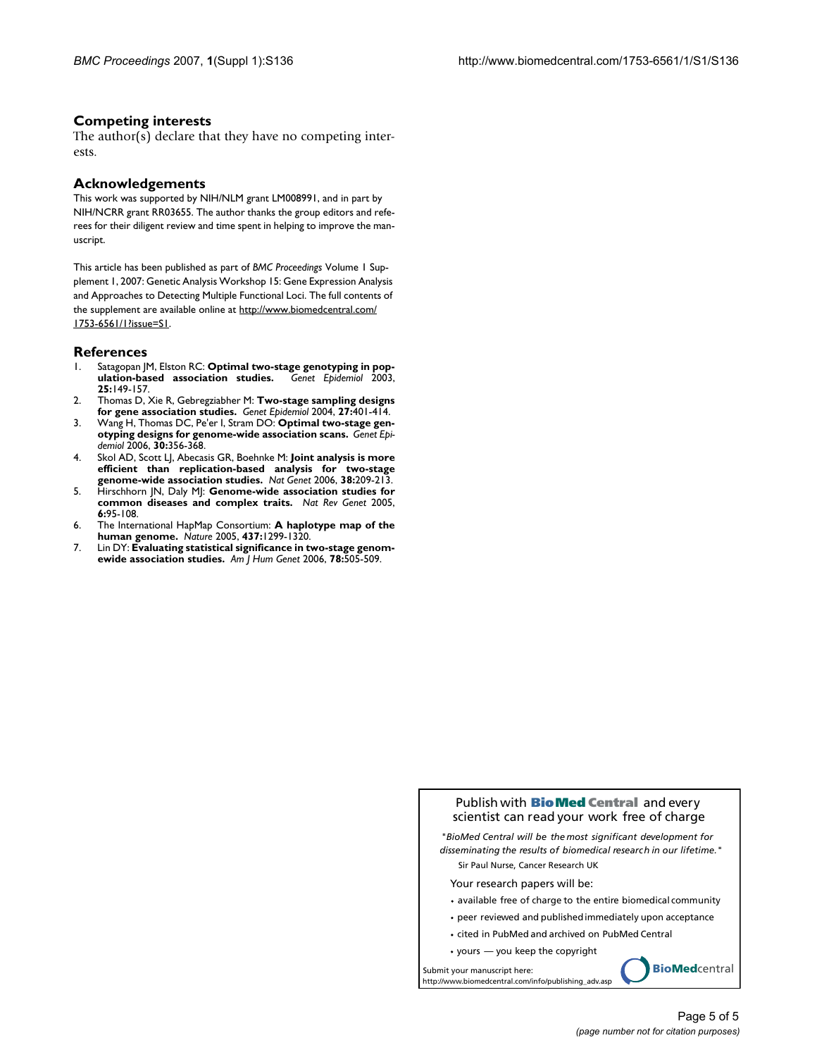## Competing interests

The author(s) declare that they have no competing interests.

## Acknowledgements

This work was supported by NIH/NLM grant LM008991, and in part by NIH/NCRR grant RR03655. The author thanks the group editors and referees for their diligent review and time spent in helping to improve the manuscript.

This article has been published as part of *BMC Proceedings* Volume 1 Supplement 1, 2007: Genetic Analysis Workshop 15: Gene Expression Analysis and Approaches to Detecting Multiple Functional Loci. The full contents of the supplement are available online at http://www.biomedcentral.com/1753-6561/1?issue=S1.

## References

1. Satagopan JM, Elston RC: **Optimal two-stage genotyping in population-based association studies.** *Genet Epidemiol* 2003, **25:**149-157.
2. Thomas D, Xie R, Gebregziabher M: **Two-stage sampling designs for gene association studies.** *Genet Epidemiol* 2004, **27:**401-414.
3. Wang H, Thomas DC, Pe'er I, Stram DO: **Optimal two-stage genotyping designs for genome-wide association scans.** *Genet Epidemiol* 2006, **30:**356-368.
4. Skol AD, Scott LJ, Abecasis GR, Boehnke M: **Joint analysis is more efficient than replication-based analysis for two-stage genome-wide association studies.** *Nat Genet* 2006, **38:**209-213.
5. Hirschhorn JN, Daly MJ: **Genome-wide association studies for common diseases and complex traits.** *Nat Rev Genet* 2005, **6:**95-108.
6. The International HapMap Consortium: **A haplotype map of the human genome.** *Nature* 2005, **437:**1299-1320.
7. Lin DY: **Evaluating statistical significance in two-stage genomewide association studies.** *Am J Hum Genet* 2006, **78:**505-509.

Publish with **BioMed Central** and every scientist can read your work free of charge

*"BioMed Central will be the most significant development for disseminating the results of biomedical research in our lifetime."*

Sir Paul Nurse, Cancer Research UK

Your research papers will be:

- available free of charge to the entire biomedical community
- peer reviewed and published immediately upon acceptance
- cited in PubMed and archived on PubMed Central
- yours — you keep the copyright

Submit your manuscript here:
http://www.biomedcentral.com/info/publishing_adv.asp

**BioMed**central